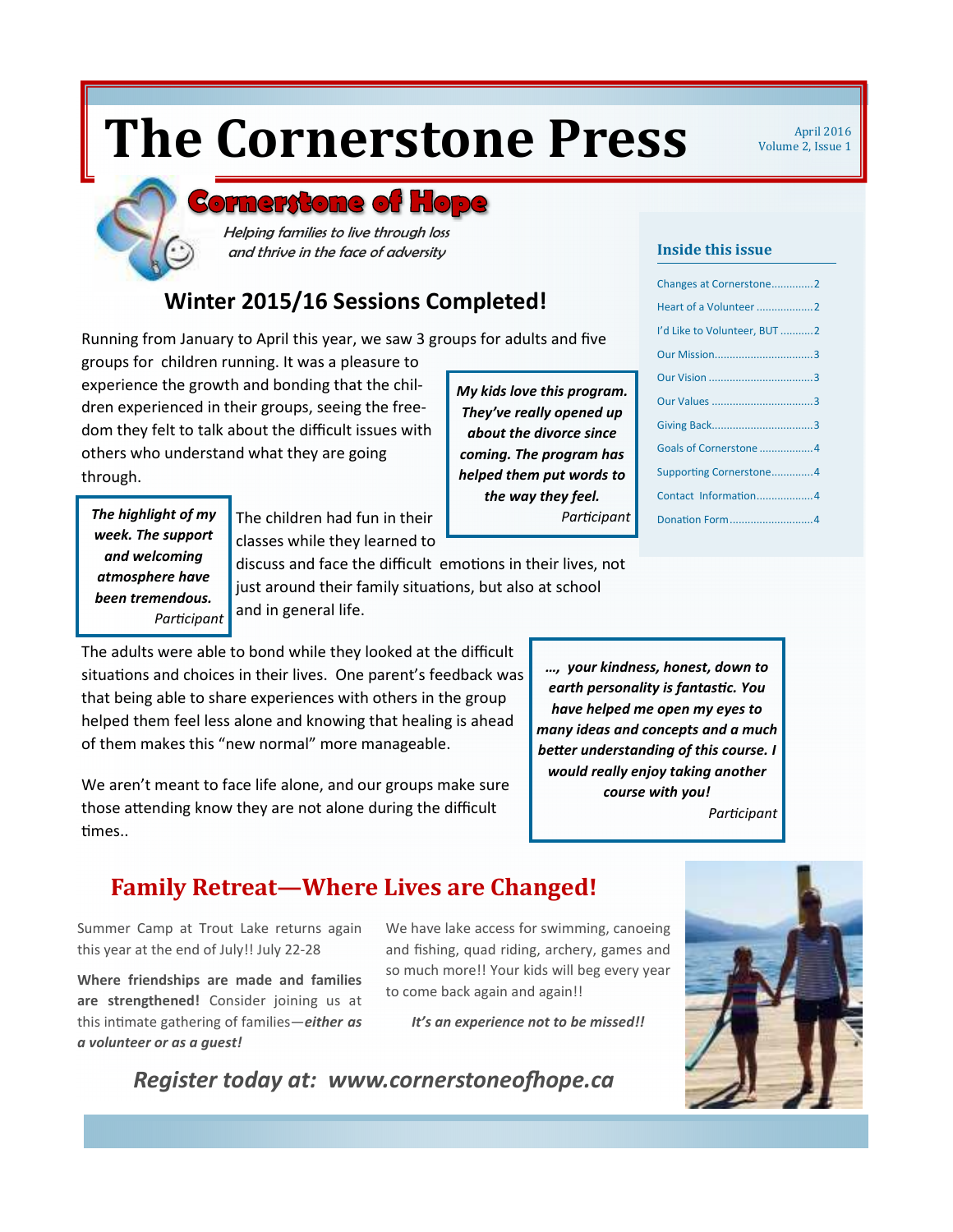# The Cornerstone Press

April 2016
Volume 2, Issue 1

## Cornerstone of Hope

*Helping families to live through loss and thrive in the face of adversity*

### Inside this issue

- Changes at Cornerstone .............2
- Heart of a Volunteer ..................2
- I'd Like to Volunteer, BUT ...........2
- Our Mission................................3
- Our Vision ..................................3
- Our Values .................................3
- Giving Back.................................3
- Goals of Cornerstone .................4
- Supporting Cornerstone.............4
- Contact Information...................4
- Donation Form...........................4

## Winter 2015/16 Sessions Completed!

Running from January to April this year, we saw 3 groups for adults and five groups for children running. It was a pleasure to experience the growth and bonding that the children experienced in their groups, seeing the freedom they felt to talk about the difficult issues with others who understand what they are going through.

> ***My kids love this program. They've really opened up about the divorce since coming. The program has helped them put words to the way they feel.***
> *Participant*

> ***The highlight of my week. The support and welcoming atmosphere have been tremendous.***
> *Participant*

The children had fun in their classes while they learned to discuss and face the difficult emotions in their lives, not just around their family situations, but also at school and in general life.

The adults were able to bond while they looked at the difficult situations and choices in their lives. One parent's feedback was that being able to share experiences with others in the group helped them feel less alone and knowing that healing is ahead of them makes this "new normal" more manageable.

We aren't meant to face life alone, and our groups make sure those attending know they are not alone during the difficult times..

> ***…, your kindness, honest, down to earth personality is fantastic. You have helped me open my eyes to many ideas and concepts and a much better understanding of this course. I would really enjoy taking another course with you!***
> *Participant*

## Family Retreat—Where Lives are Changed!

Summer Camp at Trout Lake returns again this year at the end of July!! July 22-28

**Where friendships are made and families are strengthened!** Consider joining us at this intimate gathering of families—***either as a volunteer or as a guest!***

We have lake access for swimming, canoeing and fishing, quad riding, archery, games and so much more!! Your kids will beg every year to come back again and again!!

***It's an experience not to be missed!!***

***Register today at: www.cornerstoneofhope.ca***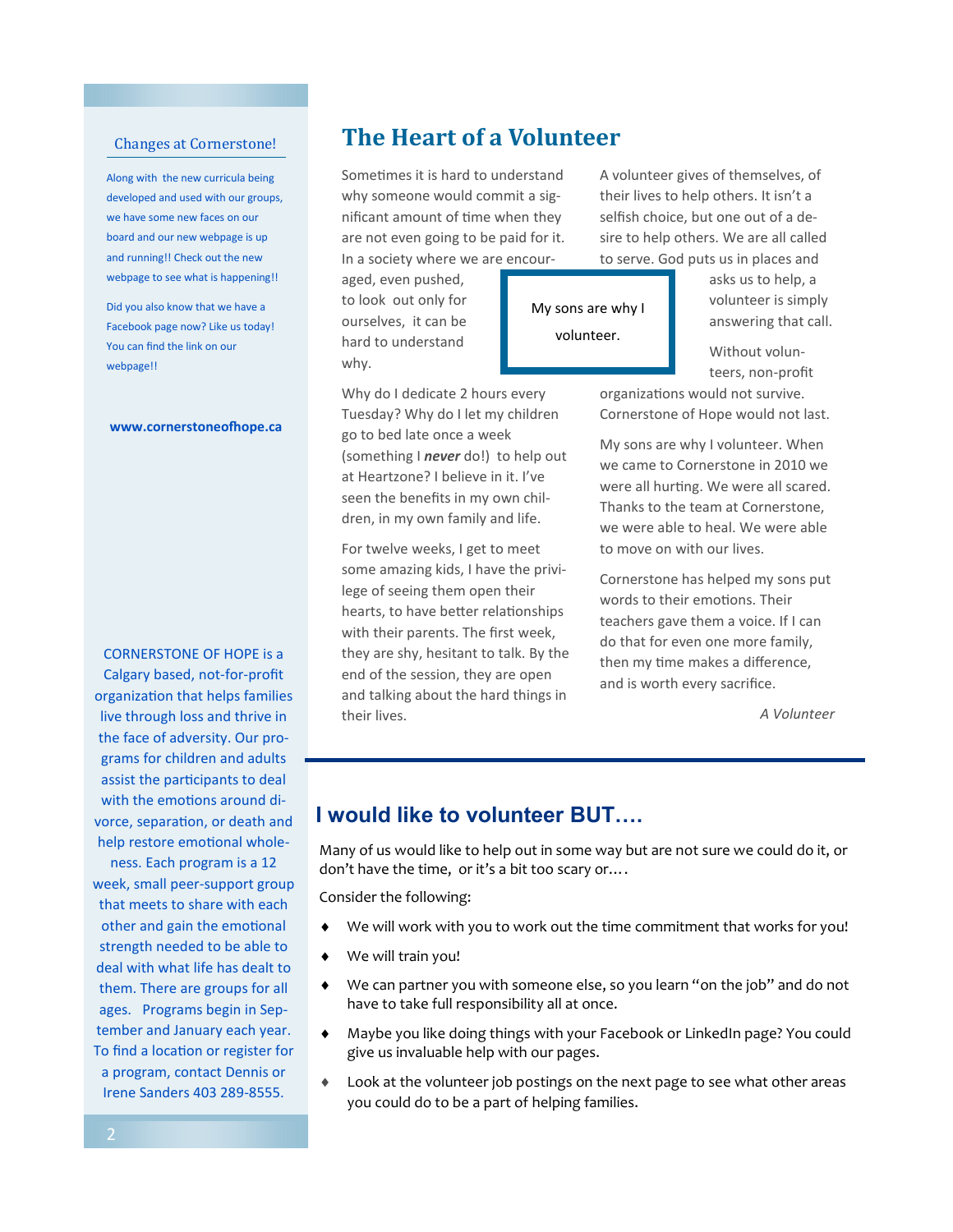## Changes at Cornerstone!

Along with the new curricula being developed and used with our groups, we have some new faces on our board and our new webpage is up and running!! Check out the new webpage to see what is happening!!

Did you also know that we have a Facebook page now? Like us today! You can find the link on our webpage!!

**www.cornerstoneofhope.ca**

CORNERSTONE OF HOPE is a Calgary based, not-for-profit organization that helps families live through loss and thrive in the face of adversity. Our programs for children and adults assist the participants to deal with the emotions around divorce, separation, or death and help restore emotional wholeness. Each program is a 12 week, small peer-support group that meets to share with each other and gain the emotional strength needed to be able to deal with what life has dealt to them. There are groups for all ages. Programs begin in September and January each year. To find a location or register for a program, contact Dennis or Irene Sanders 403 289-8555.

# The Heart of a Volunteer

Sometimes it is hard to understand why someone would commit a significant amount of time when they are not even going to be paid for it. In a society where we are encouraged, even pushed, to look out only for ourselves, it can be hard to understand why.

> My sons are why I volunteer.

Why do I dedicate 2 hours every Tuesday? Why do I let my children go to bed late once a week (something I ***never*** do!) to help out at Heartzone? I believe in it. I've seen the benefits in my own children, in my own family and life.

For twelve weeks, I get to meet some amazing kids, I have the privilege of seeing them open their hearts, to have better relationships with their parents. The first week, they are shy, hesitant to talk. By the end of the session, they are open and talking about the hard things in their lives.

A volunteer gives of themselves, of their lives to help others. It isn't a selfish choice, but one out of a desire to help others. We are all called to serve. God puts us in places and asks us to help, a volunteer is simply answering that call.

Without volunteers, non-profit organizations would not survive. Cornerstone of Hope would not last.

My sons are why I volunteer. When we came to Cornerstone in 2010 we were all hurting. We were all scared. Thanks to the team at Cornerstone, we were able to heal. We were able to move on with our lives.

Cornerstone has helped my sons put words to their emotions. Their teachers gave them a voice. If I can do that for even one more family, then my time makes a difference, and is worth every sacrifice.

*A Volunteer*

## I would like to volunteer BUT….

Many of us would like to help out in some way but are not sure we could do it, or don't have the time, or it's a bit too scary or….

Consider the following:

- We will work with you to work out the time commitment that works for you!
- We will train you!
- We can partner you with someone else, so you learn "on the job" and do not have to take full responsibility all at once.
- Maybe you like doing things with your Facebook or LinkedIn page? You could give us invaluable help with our pages.
- Look at the volunteer job postings on the next page to see what other areas you could do to be a part of helping families.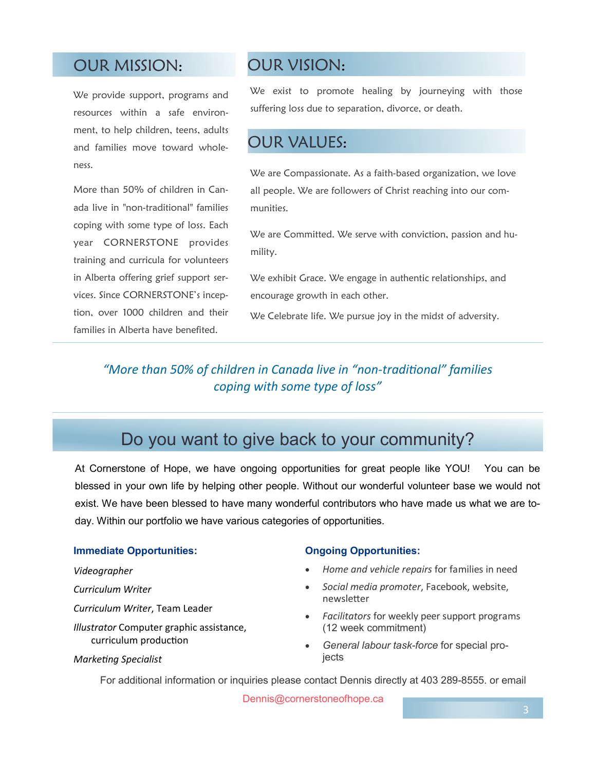## OUR MISSION:

We provide support, programs and resources within a safe environment, to help children, teens, adults and families move toward wholeness.

More than 50% of children in Canada live in "non-traditional" families coping with some type of loss. Each year CORNERSTONE provides training and curricula for volunteers in Alberta offering grief support services. Since CORNERSTONE's inception, over 1000 children and their families in Alberta have benefited.

## OUR VISION:

We exist to promote healing by journeying with those suffering loss due to separation, divorce, or death.

## OUR VALUES:

We are Compassionate. As a faith-based organization, we love all people. We are followers of Christ reaching into our communities.

We are Committed. We serve with conviction, passion and humility.

We exhibit Grace. We engage in authentic relationships, and encourage growth in each other.

We Celebrate life. We pursue joy in the midst of adversity.

---

*"More than 50% of children in Canada live in "non-traditional" families coping with some type of loss"*

---

## Do you want to give back to your community?

At Cornerstone of Hope, we have ongoing opportunities for great people like YOU! You can be blessed in your own life by helping other people. Without our wonderful volunteer base we would not exist. We have been blessed to have many wonderful contributors who have made us what we are today. Within our portfolio we have various categories of opportunities.

**Immediate Opportunities:**

*Videographer*

*Curriculum Writer*

*Curriculum Writer*, Team Leader

*Illustrator* Computer graphic assistance, curriculum production

*Marketing Specialist*

**Ongoing Opportunities:**

- *Home and vehicle repairs* for families in need
- *Social media promoter*, Facebook, website, newsletter
- *Facilitators* for weekly peer support programs (12 week commitment)
- *General labour task-force* for special projects

For additional information or inquiries please contact Dennis directly at 403 289-8555. or email Dennis@cornerstoneofhope.ca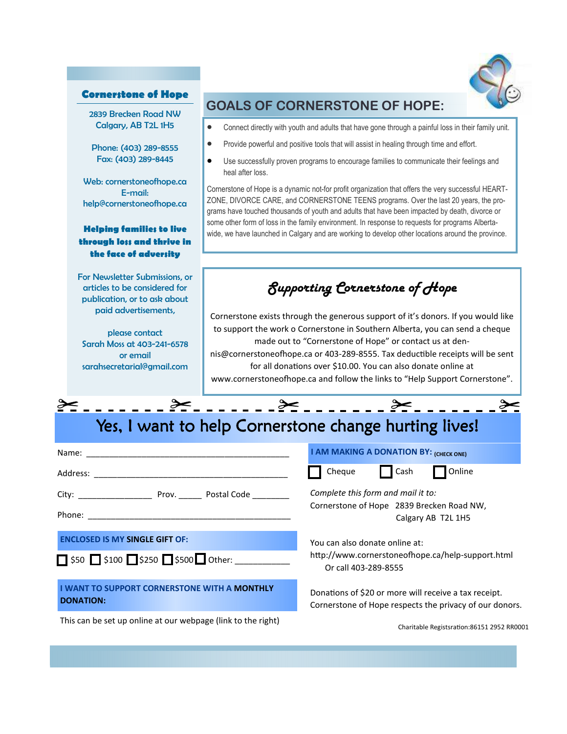**Cornerstone of Hope**

2839 Brecken Road NW
Calgary, AB T2L 1H5

Phone: (403) 289-8555
Fax: (403) 289-8445

Web: cornerstoneofhope.ca
E-mail:
help@cornerstoneofhope.ca

**Helping families to live through loss and thrive in the face of adversity**

For Newsletter Submissions, or articles to be considered for publication, or to ask about paid advertisements,

please contact
Sarah Moss at 403-241-6578
or email
sarahsecretarial@gmail.com

## GOALS OF CORNERSTONE OF HOPE:

- Connect directly with youth and adults that have gone through a painful loss in their family unit.
- Provide powerful and positive tools that will assist in healing through time and effort.
- Use successfully proven programs to encourage families to communicate their feelings and heal after loss.

Cornerstone of Hope is a dynamic not-for profit organization that offers the very successful HEART-ZONE, DIVORCE CARE, and CORNERSTONE TEENS programs. Over the last 20 years, the programs have touched thousands of youth and adults that have been impacted by death, divorce or some other form of loss in the family environment. In response to requests for programs Alberta-wide, we have launched in Calgary and are working to develop other locations around the province.

## Supporting Cornerstone of Hope

Cornerstone exists through the generous support of it's donors. If you would like to support the work o Cornerstone in Southern Alberta, you can send a cheque made out to "Cornerstone of Hope" or contact us at dennis@cornerstoneofhope.ca or 403-289-8555. Tax deductible receipts will be sent for all donations over $10.00. You can also donate online at www.cornerstoneofhope.ca and follow the links to "Help Support Cornerstone".

## Yes, I want to help Cornerstone change hurting lives!

Name: ___________________________________________

Address: ________________________________________

City: _______________ Prov. _____ Postal Code ________

Phone: ___________________________________________

**ENCLOSED IS MY SINGLE GIFT OF:**

☐ $50 ☐ $100 ☐ $250 ☐ $500 ☐ Other: ___________

**I WANT TO SUPPORT CORNERSTONE WITH A MONTHLY DONATION:**

This can be set up online at our webpage (link to the right)

**I AM MAKING A DONATION BY:** (CHECK ONE)

☐ Cheque ☐ Cash ☐ Online

*Complete this form and mail it to:*

Cornerstone of Hope 2839 Brecken Road NW,
Calgary AB T2L 1H5

You can also donate online at:
http://www.cornerstoneofhope.ca/help-support.html
Or call 403-289-8555

Donations of $20 or more will receive a tax receipt.
Cornerstone of Hope respects the privacy of our donors.

Charitable Registsration:86151 2952 RR0001